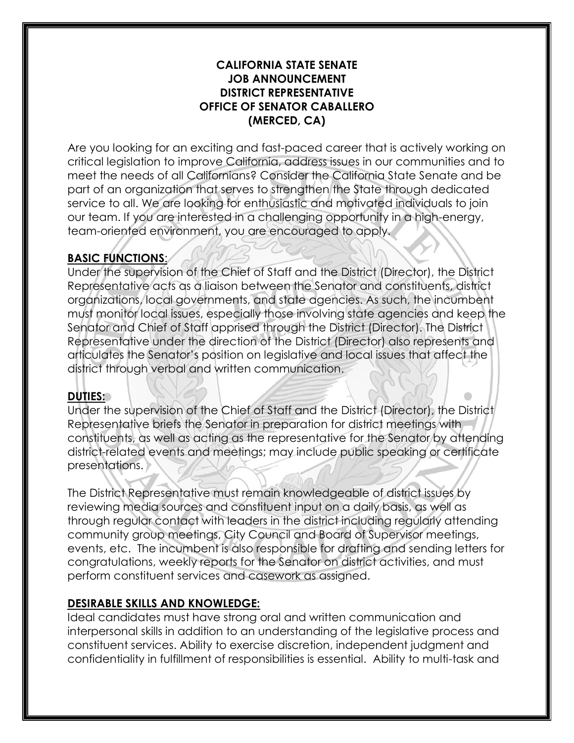**CALIFORNIA STATE SENATE**
**JOB ANNOUNCEMENT**
**DISTRICT REPRESENTATIVE**
**OFFICE OF SENATOR CABALLERO**
**(MERCED, CA)**

Are you looking for an exciting and fast-paced career that is actively working on critical legislation to improve California, address issues in our communities and to meet the needs of all Californians? Consider the California State Senate and be part of an organization that serves to strengthen the State through dedicated service to all. We are looking for enthusiastic and motivated individuals to join our team. If you are interested in a challenging opportunity in a high-energy, team-oriented environment, you are encouraged to apply.

**BASIC FUNCTIONS**:

Under the supervision of the Chief of Staff and the District (Director), the District Representative acts as a liaison between the Senator and constituents, district organizations, local governments, and state agencies. As such, the incumbent must monitor local issues, especially those involving state agencies and keep the Senator and Chief of Staff apprised through the District (Director). The District Representative under the direction of the District (Director) also represents and articulates the Senator's position on legislative and local issues that affect the district through verbal and written communication.

**DUTIES:**

Under the supervision of the Chief of Staff and the District (Director), the District Representative briefs the Senator in preparation for district meetings with constituents, as well as acting as the representative for the Senator by attending district-related events and meetings; may include public speaking or certificate presentations.

The District Representative must remain knowledgeable of district issues by reviewing media sources and constituent input on a daily basis, as well as through regular contact with leaders in the district including regularly attending community group meetings, City Council and Board of Supervisor meetings, events, etc. The incumbent is also responsible for drafting and sending letters for congratulations, weekly reports for the Senator on district activities, and must perform constituent services and casework as assigned.

**DESIRABLE SKILLS AND KNOWLEDGE:**

Ideal candidates must have strong oral and written communication and interpersonal skills in addition to an understanding of the legislative process and constituent services. Ability to exercise discretion, independent judgment and confidentiality in fulfillment of responsibilities is essential. Ability to multi-task and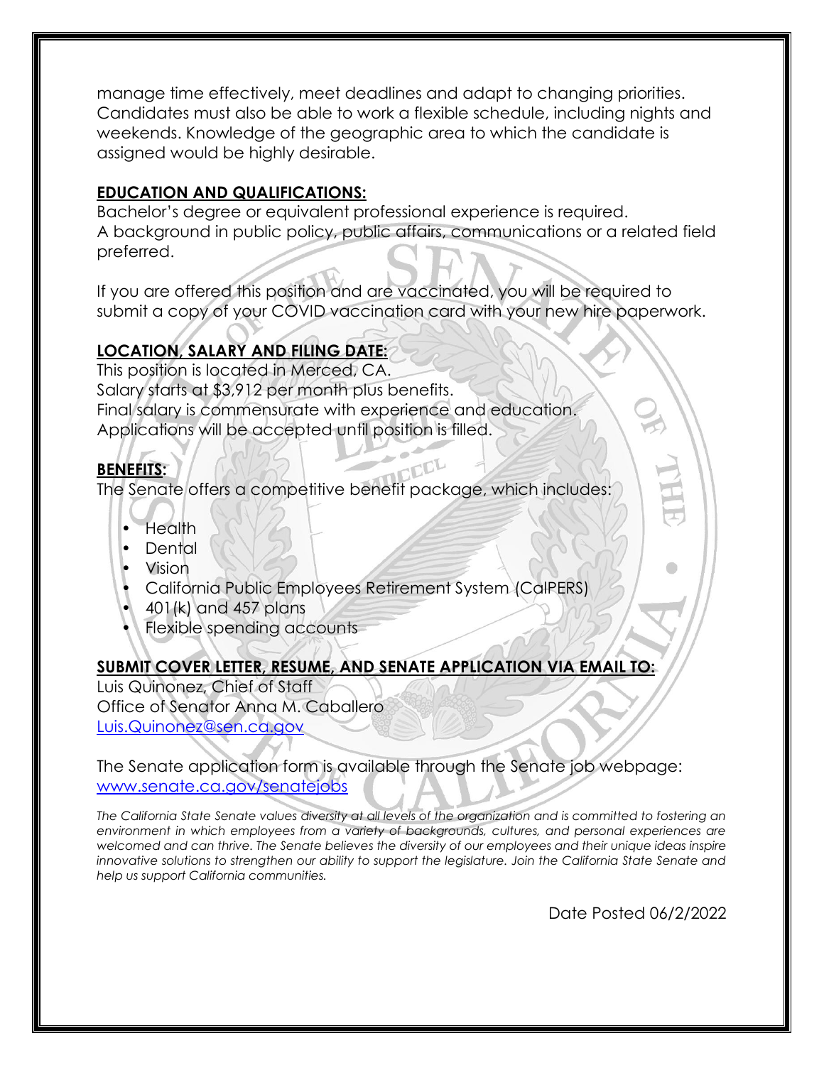manage time effectively, meet deadlines and adapt to changing priorities. Candidates must also be able to work a flexible schedule, including nights and weekends. Knowledge of the geographic area to which the candidate is assigned would be highly desirable.

**EDUCATION AND QUALIFICATIONS:**

Bachelor's degree or equivalent professional experience is required.
A background in public policy, public affairs, communications or a related field preferred.

If you are offered this position and are vaccinated, you will be required to submit a copy of your COVID vaccination card with your new hire paperwork.

**LOCATION, SALARY AND FILING DATE:**

This position is located in Merced, CA.
Salary starts at $3,912 per month plus benefits.
Final salary is commensurate with experience and education.
Applications will be accepted until position is filled.

**BENEFITS:**

The Senate offers a competitive benefit package, which includes:

- Health
- Dental
- Vision
- California Public Employees Retirement System (CalPERS)
- 401(k) and 457 plans
- Flexible spending accounts

**SUBMIT COVER LETTER, RESUME, AND SENATE APPLICATION VIA EMAIL TO:**

Luis Quinonez, Chief of Staff
Office of Senator Anna M. Caballero
Luis.Quinonez@sen.ca.gov

The Senate application form is available through the Senate job webpage: www.senate.ca.gov/senatejobs

*The California State Senate values diversity at all levels of the organization and is committed to fostering an environment in which employees from a variety of backgrounds, cultures, and personal experiences are welcomed and can thrive. The Senate believes the diversity of our employees and their unique ideas inspire innovative solutions to strengthen our ability to support the legislature. Join the California State Senate and help us support California communities.*

Date Posted 06/2/2022